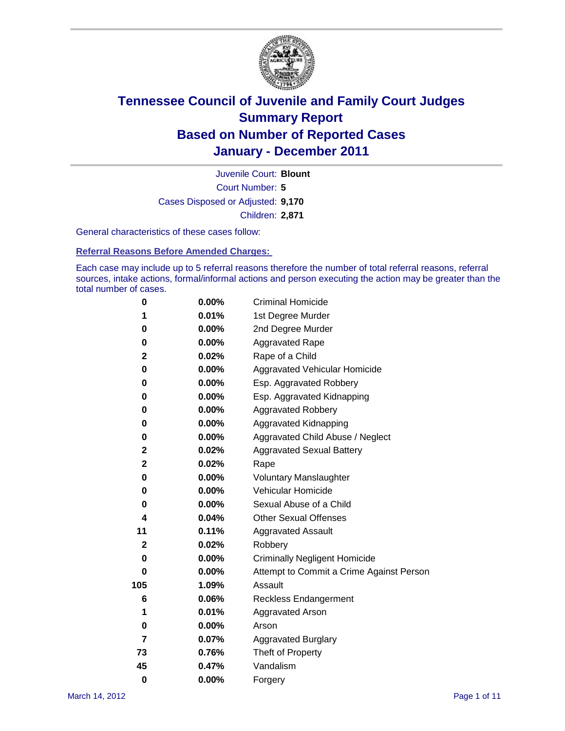# Tennessee Council of Juvenile and Family Court Judges
# Summary Report
# Based on Number of Reported Cases
# January - December 2011

Juvenile Court: **Blount**

Court Number: **5**

Cases Disposed or Adjusted: **9,170**

Children: **2,871**

General characteristics of these cases follow:

## Referral Reasons Before Amended Charges:

Each case may include up to 5 referral reasons therefore the number of total referral reasons, referral sources, intake actions, formal/informal actions and person executing the action may be greater than the total number of cases.

| Count | Percent | Referral Reason |
|---|---|---|
| 0 | 0.00% | Criminal Homicide |
| 1 | 0.01% | 1st Degree Murder |
| 0 | 0.00% | 2nd Degree Murder |
| 0 | 0.00% | Aggravated Rape |
| 2 | 0.02% | Rape of a Child |
| 0 | 0.00% | Aggravated Vehicular Homicide |
| 0 | 0.00% | Esp. Aggravated Robbery |
| 0 | 0.00% | Esp. Aggravated Kidnapping |
| 0 | 0.00% | Aggravated Robbery |
| 0 | 0.00% | Aggravated Kidnapping |
| 0 | 0.00% | Aggravated Child Abuse / Neglect |
| 2 | 0.02% | Aggravated Sexual Battery |
| 2 | 0.02% | Rape |
| 0 | 0.00% | Voluntary Manslaughter |
| 0 | 0.00% | Vehicular Homicide |
| 0 | 0.00% | Sexual Abuse of a Child |
| 4 | 0.04% | Other Sexual Offenses |
| 11 | 0.11% | Aggravated Assault |
| 2 | 0.02% | Robbery |
| 0 | 0.00% | Criminally Negligent Homicide |
| 0 | 0.00% | Attempt to Commit a Crime Against Person |
| 105 | 1.09% | Assault |
| 6 | 0.06% | Reckless Endangerment |
| 1 | 0.01% | Aggravated Arson |
| 0 | 0.00% | Arson |
| 7 | 0.07% | Aggravated Burglary |
| 73 | 0.76% | Theft of Property |
| 45 | 0.47% | Vandalism |
| 0 | 0.00% | Forgery |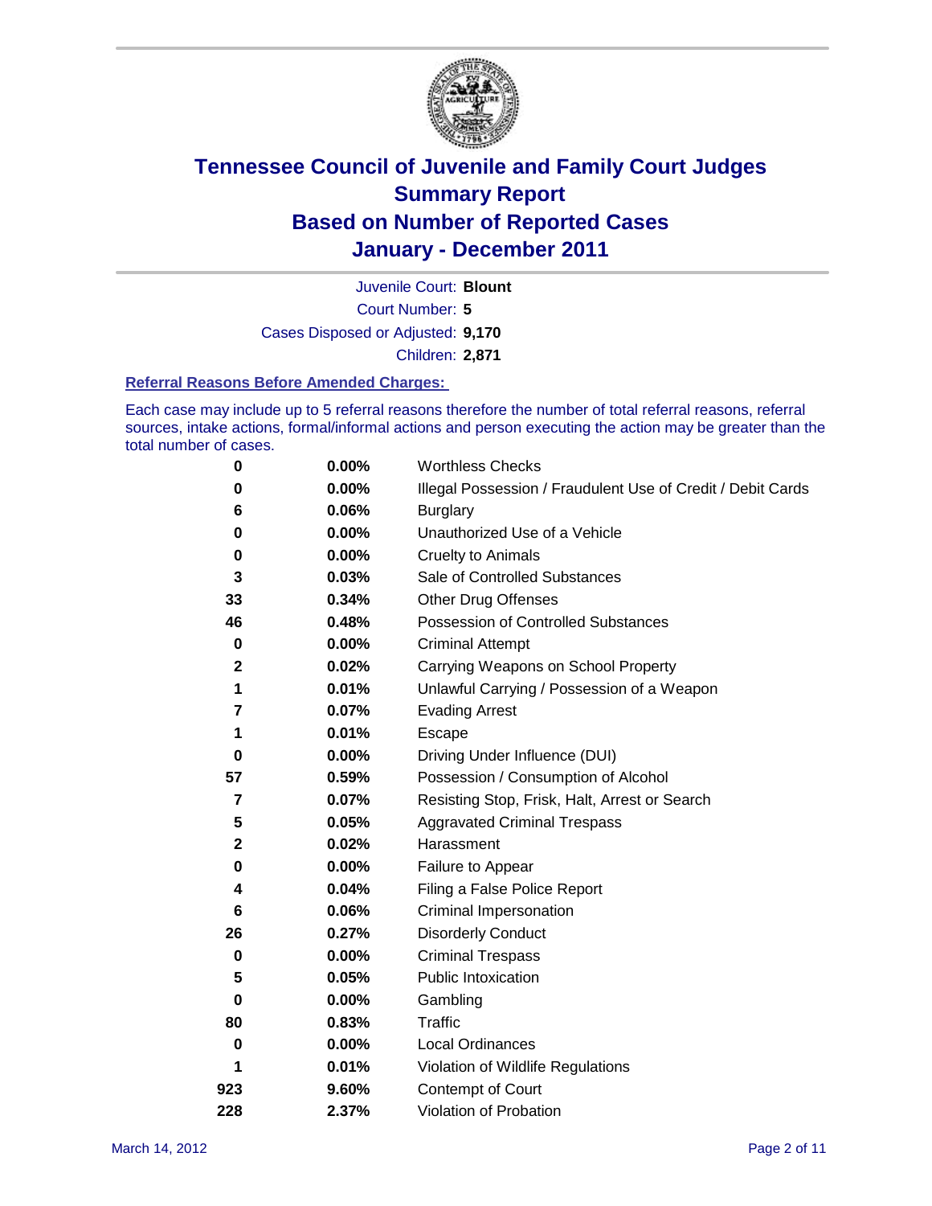# Tennessee Council of Juvenile and Family Court Judges
## Summary Report
## Based on Number of Reported Cases
## January - December 2011

Juvenile Court: **Blount**
Court Number: **5**
Cases Disposed or Adjusted: **9,170**
Children: **2,871**

### Referral Reasons Before Amended Charges:

Each case may include up to 5 referral reasons therefore the number of total referral reasons, referral sources, intake actions, formal/informal actions and person executing the action may be greater than the total number of cases.

| Count | Percent | Referral Reason |
|---|---|---|
| 0 | 0.00% | Worthless Checks |
| 0 | 0.00% | Illegal Possession / Fraudulent Use of Credit / Debit Cards |
| 6 | 0.06% | Burglary |
| 0 | 0.00% | Unauthorized Use of a Vehicle |
| 0 | 0.00% | Cruelty to Animals |
| 3 | 0.03% | Sale of Controlled Substances |
| 33 | 0.34% | Other Drug Offenses |
| 46 | 0.48% | Possession of Controlled Substances |
| 0 | 0.00% | Criminal Attempt |
| 2 | 0.02% | Carrying Weapons on School Property |
| 1 | 0.01% | Unlawful Carrying / Possession of a Weapon |
| 7 | 0.07% | Evading Arrest |
| 1 | 0.01% | Escape |
| 0 | 0.00% | Driving Under Influence (DUI) |
| 57 | 0.59% | Possession / Consumption of Alcohol |
| 7 | 0.07% | Resisting Stop, Frisk, Halt, Arrest or Search |
| 5 | 0.05% | Aggravated Criminal Trespass |
| 2 | 0.02% | Harassment |
| 0 | 0.00% | Failure to Appear |
| 4 | 0.04% | Filing a False Police Report |
| 6 | 0.06% | Criminal Impersonation |
| 26 | 0.27% | Disorderly Conduct |
| 0 | 0.00% | Criminal Trespass |
| 5 | 0.05% | Public Intoxication |
| 0 | 0.00% | Gambling |
| 80 | 0.83% | Traffic |
| 0 | 0.00% | Local Ordinances |
| 1 | 0.01% | Violation of Wildlife Regulations |
| 923 | 9.60% | Contempt of Court |
| 228 | 2.37% | Violation of Probation |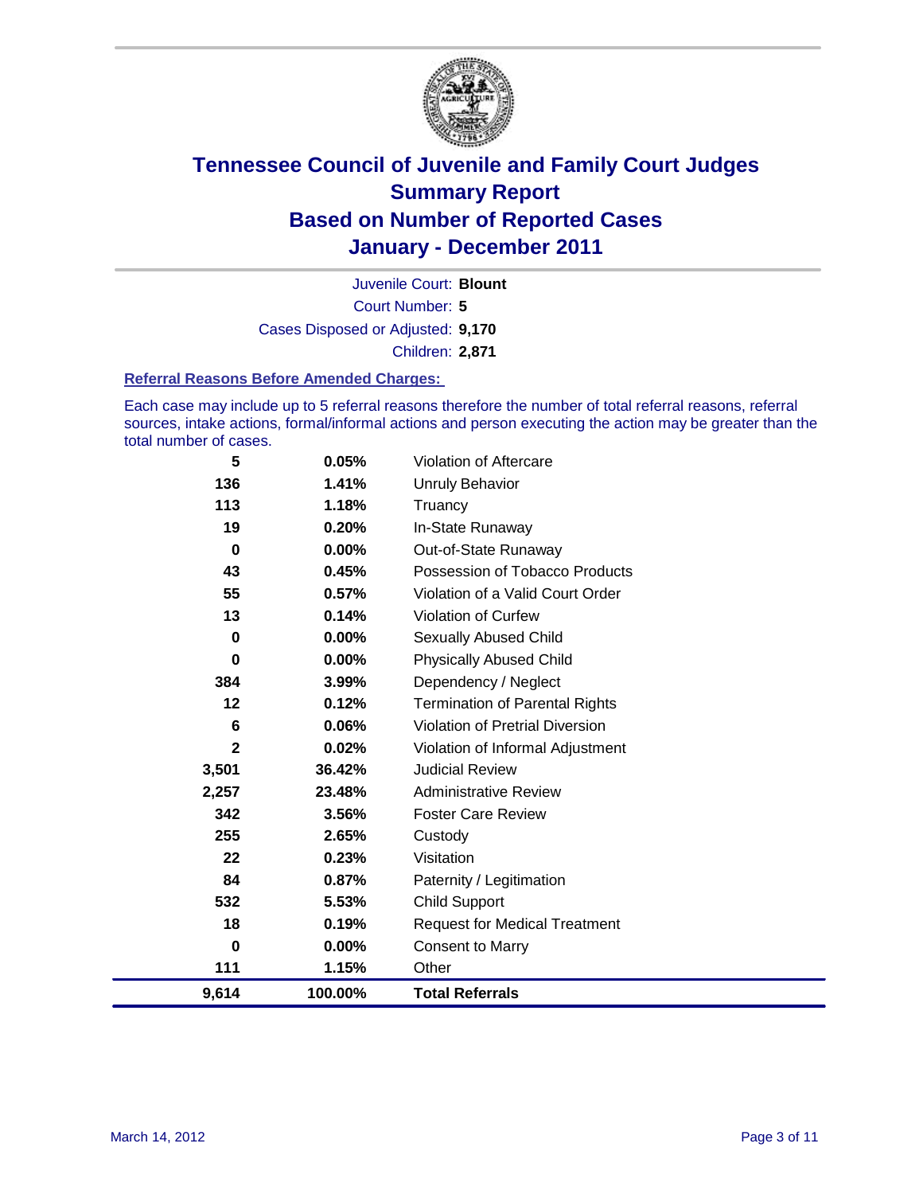# Tennessee Council of Juvenile and Family Court Judges
## Summary Report
## Based on Number of Reported Cases
## January - December 2011

Juvenile Court: **Blount**
Court Number: **5**
Cases Disposed or Adjusted: **9,170**
Children: **2,871**

### Referral Reasons Before Amended Charges:

Each case may include up to 5 referral reasons therefore the number of total referral reasons, referral sources, intake actions, formal/informal actions and person executing the action may be greater than the total number of cases.

| | | |
|---|---|---|
| 5 | 0.05% | Violation of Aftercare |
| 136 | 1.41% | Unruly Behavior |
| 113 | 1.18% | Truancy |
| 19 | 0.20% | In-State Runaway |
| 0 | 0.00% | Out-of-State Runaway |
| 43 | 0.45% | Possession of Tobacco Products |
| 55 | 0.57% | Violation of a Valid Court Order |
| 13 | 0.14% | Violation of Curfew |
| 0 | 0.00% | Sexually Abused Child |
| 0 | 0.00% | Physically Abused Child |
| 384 | 3.99% | Dependency / Neglect |
| 12 | 0.12% | Termination of Parental Rights |
| 6 | 0.06% | Violation of Pretrial Diversion |
| 2 | 0.02% | Violation of Informal Adjustment |
| 3,501 | 36.42% | Judicial Review |
| 2,257 | 23.48% | Administrative Review |
| 342 | 3.56% | Foster Care Review |
| 255 | 2.65% | Custody |
| 22 | 0.23% | Visitation |
| 84 | 0.87% | Paternity / Legitimation |
| 532 | 5.53% | Child Support |
| 18 | 0.19% | Request for Medical Treatment |
| 0 | 0.00% | Consent to Marry |
| 111 | 1.15% | Other |
| **9,614** | **100.00%** | **Total Referrals** |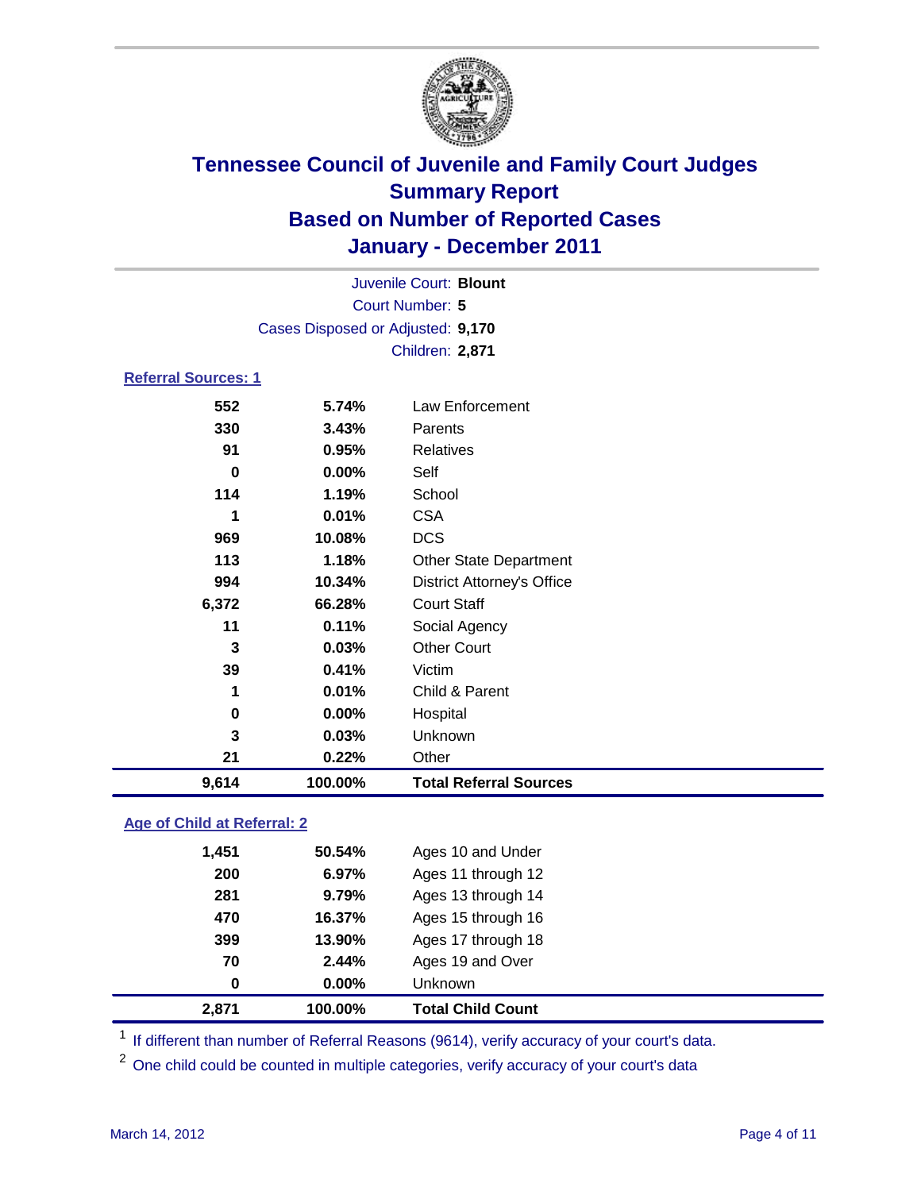# Tennessee Council of Juvenile and Family Court Judges
## Summary Report
## Based on Number of Reported Cases
## January - December 2011

Juvenile Court: **Blount**
Court Number: **5**
Cases Disposed or Adjusted: **9,170**
Children: **2,871**

### Referral Sources: 1

| | | |
|---|---|---|
| 552 | 5.74% | Law Enforcement |
| 330 | 3.43% | Parents |
| 91 | 0.95% | Relatives |
| 0 | 0.00% | Self |
| 114 | 1.19% | School |
| 1 | 0.01% | CSA |
| 969 | 10.08% | DCS |
| 113 | 1.18% | Other State Department |
| 994 | 10.34% | District Attorney's Office |
| 6,372 | 66.28% | Court Staff |
| 11 | 0.11% | Social Agency |
| 3 | 0.03% | Other Court |
| 39 | 0.41% | Victim |
| 1 | 0.01% | Child & Parent |
| 0 | 0.00% | Hospital |
| 3 | 0.03% | Unknown |
| 21 | 0.22% | Other |
| **9,614** | **100.00%** | **Total Referral Sources** |

### Age of Child at Referral: 2

| | | |
|---|---|---|
| 1,451 | 50.54% | Ages 10 and Under |
| 200 | 6.97% | Ages 11 through 12 |
| 281 | 9.79% | Ages 13 through 14 |
| 470 | 16.37% | Ages 15 through 16 |
| 399 | 13.90% | Ages 17 through 18 |
| 70 | 2.44% | Ages 19 and Over |
| 0 | 0.00% | Unknown |
| **2,871** | **100.00%** | **Total Child Count** |

[1] If different than number of Referral Reasons (9614), verify accuracy of your court's data.

[2] One child could be counted in multiple categories, verify accuracy of your court's data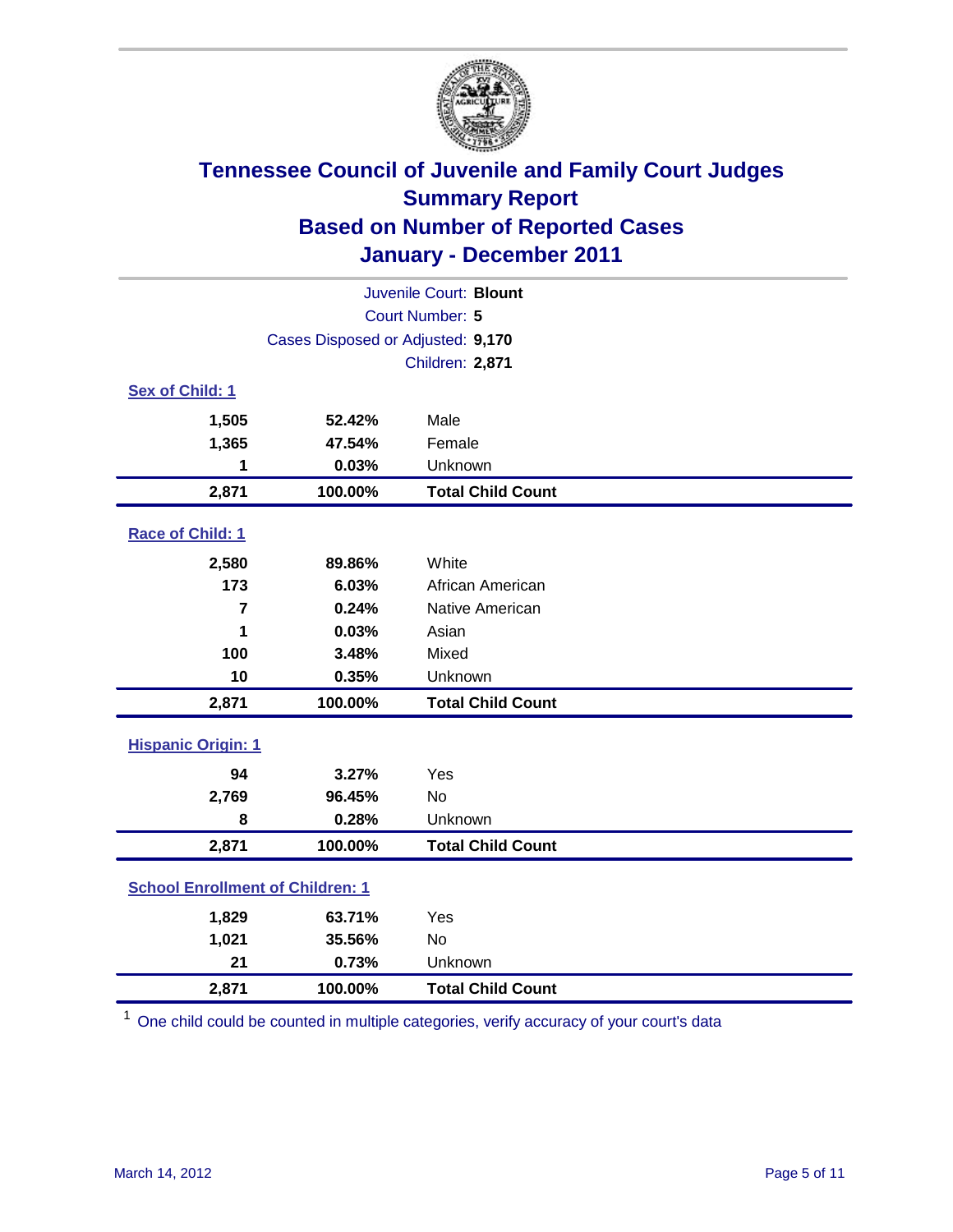# Tennessee Council of Juvenile and Family Court Judges
## Summary Report
## Based on Number of Reported Cases
## January - December 2011

Juvenile Court: **Blount**

Court Number: **5**

Cases Disposed or Adjusted: **9,170**

Children: **2,871**

### Sex of Child: 1

| | | |
|---|---|---|
| **1,505** | **52.42%** | Male |
| **1,365** | **47.54%** | Female |
| **1** | **0.03%** | Unknown |
| **2,871** | **100.00%** | **Total Child Count** |

### Race of Child: 1

| | | |
|---|---|---|
| **2,580** | **89.86%** | White |
| **173** | **6.03%** | African American |
| **7** | **0.24%** | Native American |
| **1** | **0.03%** | Asian |
| **100** | **3.48%** | Mixed |
| **10** | **0.35%** | Unknown |
| **2,871** | **100.00%** | **Total Child Count** |

### Hispanic Origin: 1

| | | |
|---|---|---|
| **94** | **3.27%** | Yes |
| **2,769** | **96.45%** | No |
| **8** | **0.28%** | Unknown |
| **2,871** | **100.00%** | **Total Child Count** |

### School Enrollment of Children: 1

| | | |
|---|---|---|
| **1,829** | **63.71%** | Yes |
| **1,021** | **35.56%** | No |
| **21** | **0.73%** | Unknown |
| **2,871** | **100.00%** | **Total Child Count** |

[1] One child could be counted in multiple categories, verify accuracy of your court's data

March 14, 2012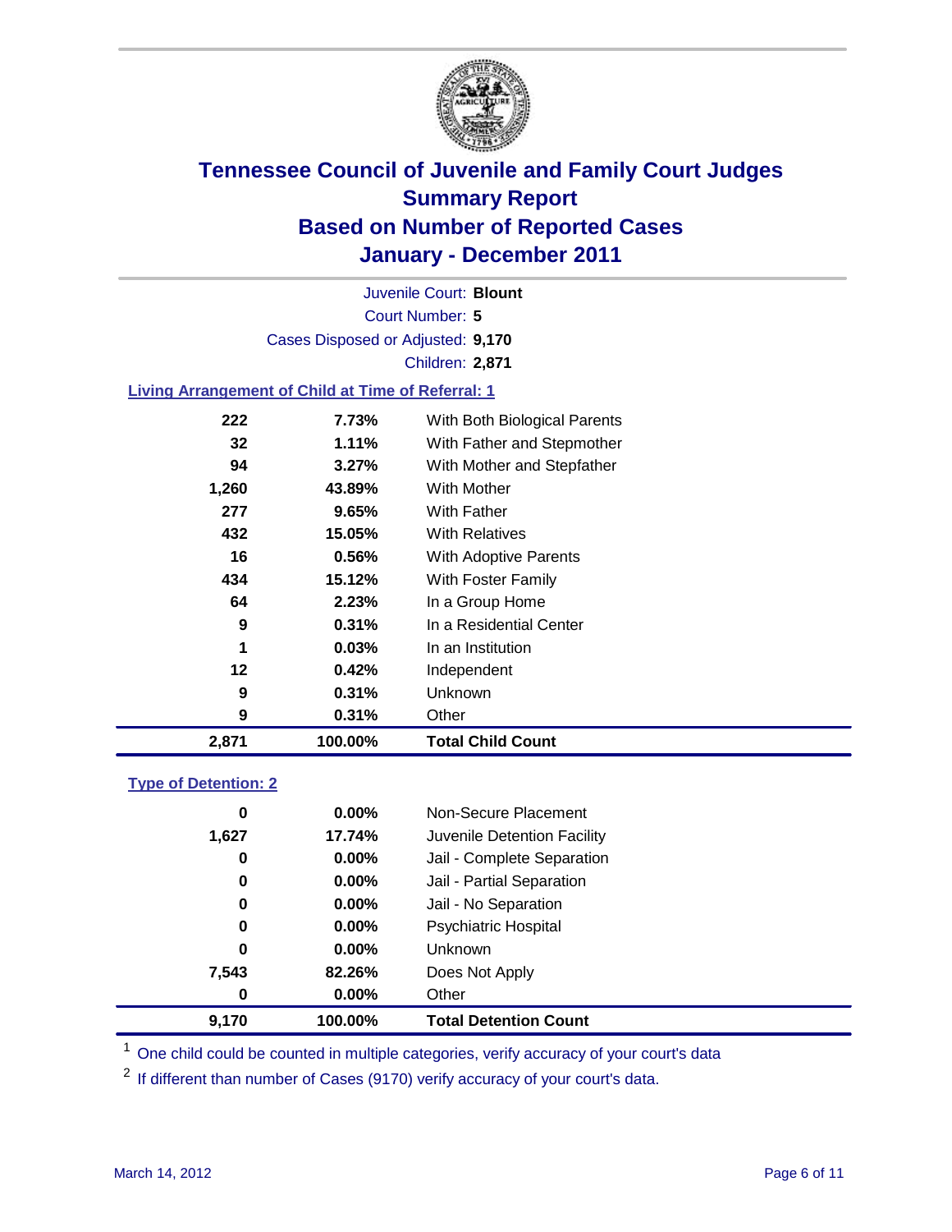# Tennessee Council of Juvenile and Family Court Judges
## Summary Report
## Based on Number of Reported Cases
## January - December 2011

Juvenile Court: **Blount**
Court Number: **5**
Cases Disposed or Adjusted: **9,170**
Children: **2,871**

### Living Arrangement of Child at Time of Referral: 1

| | | |
|---|---|---|
| 222 | 7.73% | With Both Biological Parents |
| 32 | 1.11% | With Father and Stepmother |
| 94 | 3.27% | With Mother and Stepfather |
| 1,260 | 43.89% | With Mother |
| 277 | 9.65% | With Father |
| 432 | 15.05% | With Relatives |
| 16 | 0.56% | With Adoptive Parents |
| 434 | 15.12% | With Foster Family |
| 64 | 2.23% | In a Group Home |
| 9 | 0.31% | In a Residential Center |
| 1 | 0.03% | In an Institution |
| 12 | 0.42% | Independent |
| 9 | 0.31% | Unknown |
| 9 | 0.31% | Other |
| **2,871** | **100.00%** | **Total Child Count** |

### Type of Detention: 2

| | | |
|---|---|---|
| 0 | 0.00% | Non-Secure Placement |
| 1,627 | 17.74% | Juvenile Detention Facility |
| 0 | 0.00% | Jail - Complete Separation |
| 0 | 0.00% | Jail - Partial Separation |
| 0 | 0.00% | Jail - No Separation |
| 0 | 0.00% | Psychiatric Hospital |
| 0 | 0.00% | Unknown |
| 7,543 | 82.26% | Does Not Apply |
| 0 | 0.00% | Other |
| **9,170** | **100.00%** | **Total Detention Count** |

[1] One child could be counted in multiple categories, verify accuracy of your court's data

[2] If different than number of Cases (9170) verify accuracy of your court's data.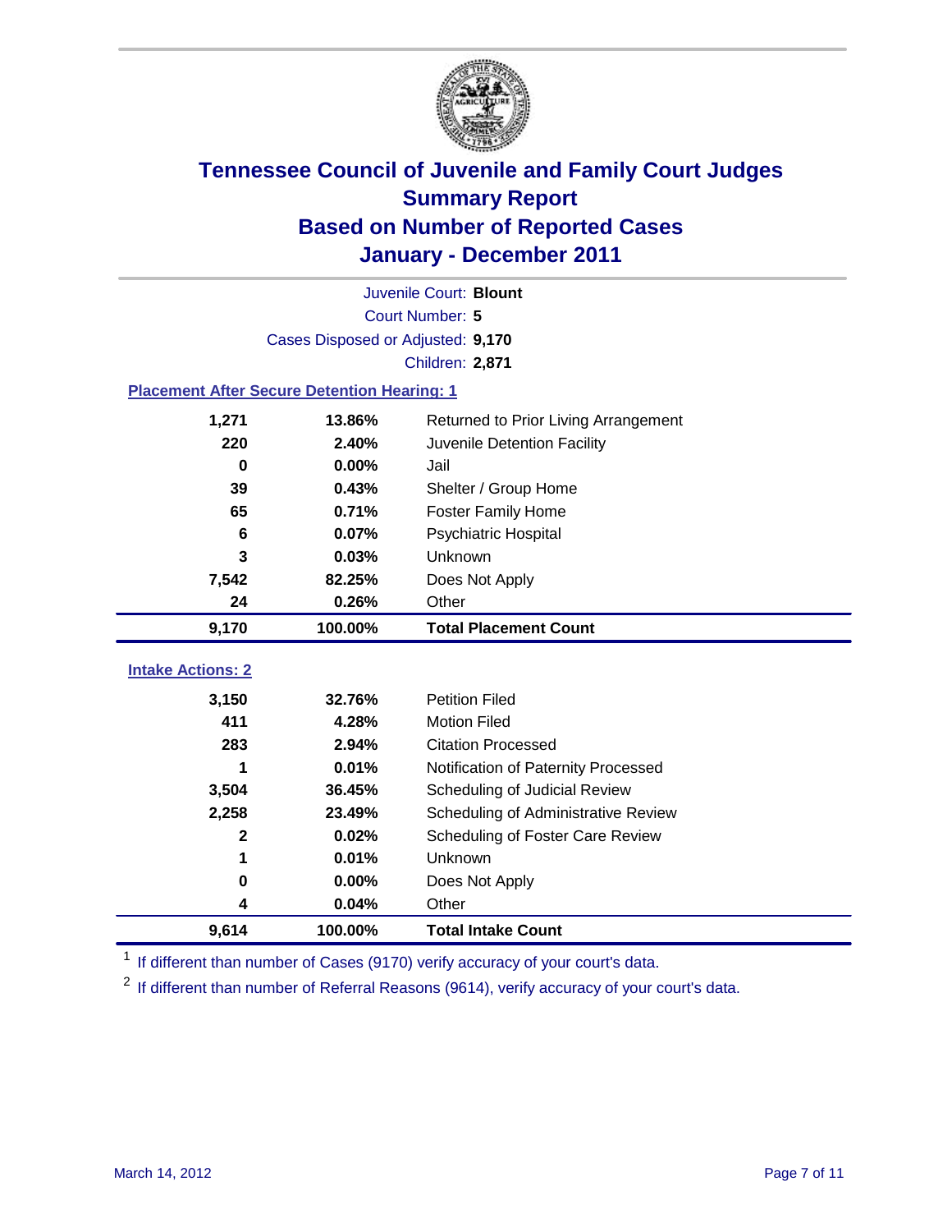# Tennessee Council of Juvenile and Family Court Judges
## Summary Report
## Based on Number of Reported Cases
## January - December 2011

Juvenile Court: **Blount**

Court Number: **5**

Cases Disposed or Adjusted: **9,170**

Children: **2,871**

### Placement After Secure Detention Hearing: 1

| | | |
|---|---|---|
| 1,271 | 13.86% | Returned to Prior Living Arrangement |
| 220 | 2.40% | Juvenile Detention Facility |
| 0 | 0.00% | Jail |
| 39 | 0.43% | Shelter / Group Home |
| 65 | 0.71% | Foster Family Home |
| 6 | 0.07% | Psychiatric Hospital |
| 3 | 0.03% | Unknown |
| 7,542 | 82.25% | Does Not Apply |
| 24 | 0.26% | Other |
| **9,170** | **100.00%** | **Total Placement Count** |

### Intake Actions: 2

| | | |
|---|---|---|
| 3,150 | 32.76% | Petition Filed |
| 411 | 4.28% | Motion Filed |
| 283 | 2.94% | Citation Processed |
| 1 | 0.01% | Notification of Paternity Processed |
| 3,504 | 36.45% | Scheduling of Judicial Review |
| 2,258 | 23.49% | Scheduling of Administrative Review |
| 2 | 0.02% | Scheduling of Foster Care Review |
| 1 | 0.01% | Unknown |
| 0 | 0.00% | Does Not Apply |
| 4 | 0.04% | Other |
| **9,614** | **100.00%** | **Total Intake Count** |

[1] If different than number of Cases (9170) verify accuracy of your court's data.

[2] If different than number of Referral Reasons (9614), verify accuracy of your court's data.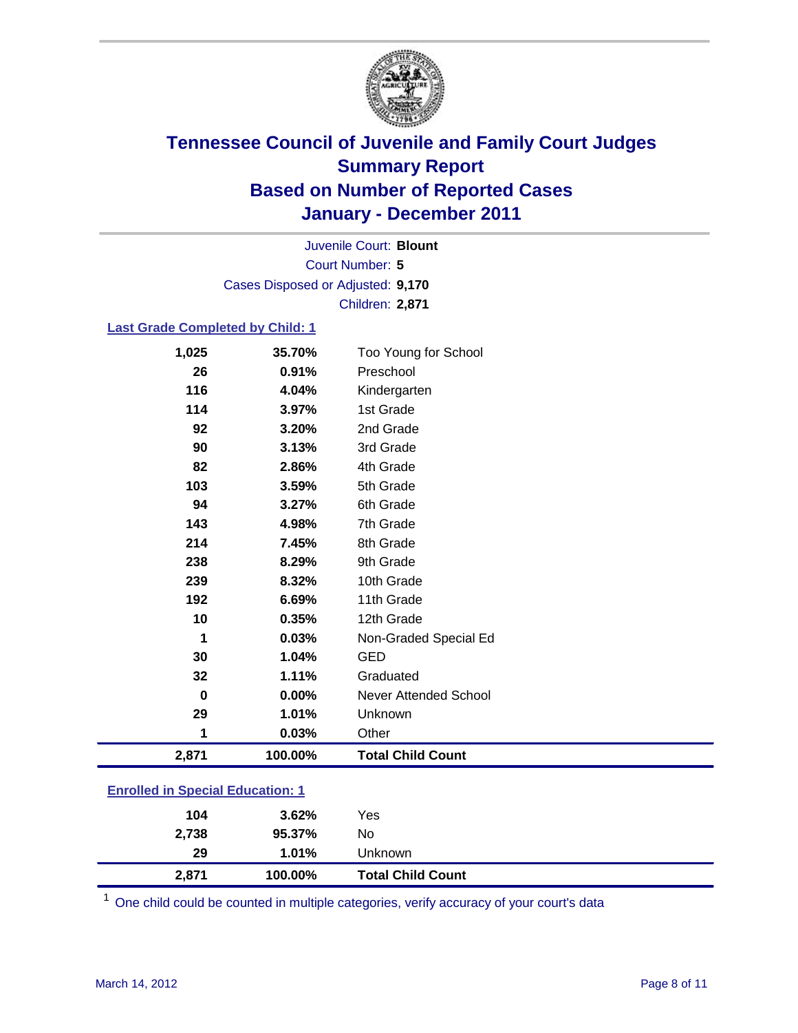# Tennessee Council of Juvenile and Family Court Judges
## Summary Report
## Based on Number of Reported Cases
## January - December 2011

Juvenile Court: **Blount**
Court Number: **5**
Cases Disposed or Adjusted: **9,170**
Children: **2,871**

### Last Grade Completed by Child: 1

| Count | Percent | Category |
|---|---|---|
| 1,025 | 35.70% | Too Young for School |
| 26 | 0.91% | Preschool |
| 116 | 4.04% | Kindergarten |
| 114 | 3.97% | 1st Grade |
| 92 | 3.20% | 2nd Grade |
| 90 | 3.13% | 3rd Grade |
| 82 | 2.86% | 4th Grade |
| 103 | 3.59% | 5th Grade |
| 94 | 3.27% | 6th Grade |
| 143 | 4.98% | 7th Grade |
| 214 | 7.45% | 8th Grade |
| 238 | 8.29% | 9th Grade |
| 239 | 8.32% | 10th Grade |
| 192 | 6.69% | 11th Grade |
| 10 | 0.35% | 12th Grade |
| 1 | 0.03% | Non-Graded Special Ed |
| 30 | 1.04% | GED |
| 32 | 1.11% | Graduated |
| 0 | 0.00% | Never Attended School |
| 29 | 1.01% | Unknown |
| 1 | 0.03% | Other |
| **2,871** | **100.00%** | **Total Child Count** |

### Enrolled in Special Education: 1

| Count | Percent | Category |
|---|---|---|
| 104 | 3.62% | Yes |
| 2,738 | 95.37% | No |
| 29 | 1.01% | Unknown |
| **2,871** | **100.00%** | **Total Child Count** |

[1] One child could be counted in multiple categories, verify accuracy of your court's data

March 14, 2012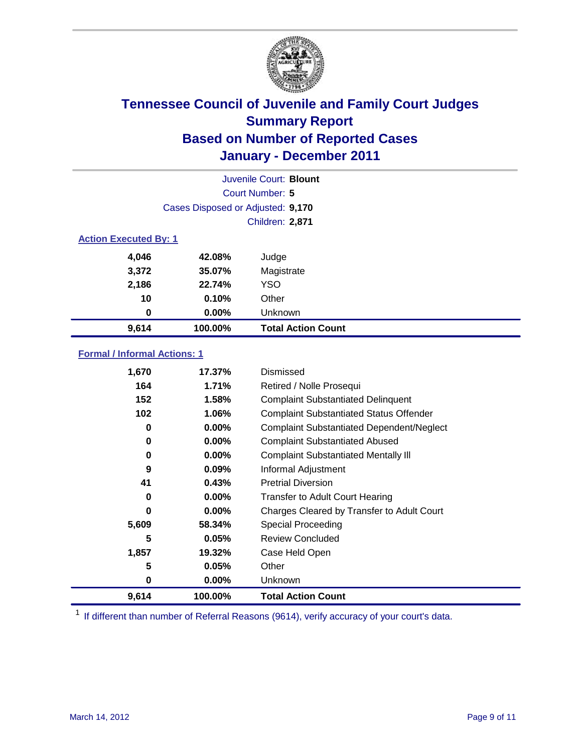# Tennessee Council of Juvenile and Family Court Judges
## Summary Report
## Based on Number of Reported Cases
## January - December 2011

Juvenile Court: **Blount**
Court Number: **5**
Cases Disposed or Adjusted: **9,170**
Children: **2,871**

### Action Executed By: 1

| | | |
|---|---|---|
| 4,046 | 42.08% | Judge |
| 3,372 | 35.07% | Magistrate |
| 2,186 | 22.74% | YSO |
| 10 | 0.10% | Other |
| 0 | 0.00% | Unknown |
| **9,614** | **100.00%** | **Total Action Count** |

### Formal / Informal Actions: 1

| | | |
|---|---|---|
| 1,670 | 17.37% | Dismissed |
| 164 | 1.71% | Retired / Nolle Prosequi |
| 152 | 1.58% | Complaint Substantiated Delinquent |
| 102 | 1.06% | Complaint Substantiated Status Offender |
| 0 | 0.00% | Complaint Substantiated Dependent/Neglect |
| 0 | 0.00% | Complaint Substantiated Abused |
| 0 | 0.00% | Complaint Substantiated Mentally Ill |
| 9 | 0.09% | Informal Adjustment |
| 41 | 0.43% | Pretrial Diversion |
| 0 | 0.00% | Transfer to Adult Court Hearing |
| 0 | 0.00% | Charges Cleared by Transfer to Adult Court |
| 5,609 | 58.34% | Special Proceeding |
| 5 | 0.05% | Review Concluded |
| 1,857 | 19.32% | Case Held Open |
| 5 | 0.05% | Other |
| 0 | 0.00% | Unknown |
| **9,614** | **100.00%** | **Total Action Count** |

[1] If different than number of Referral Reasons (9614), verify accuracy of your court's data.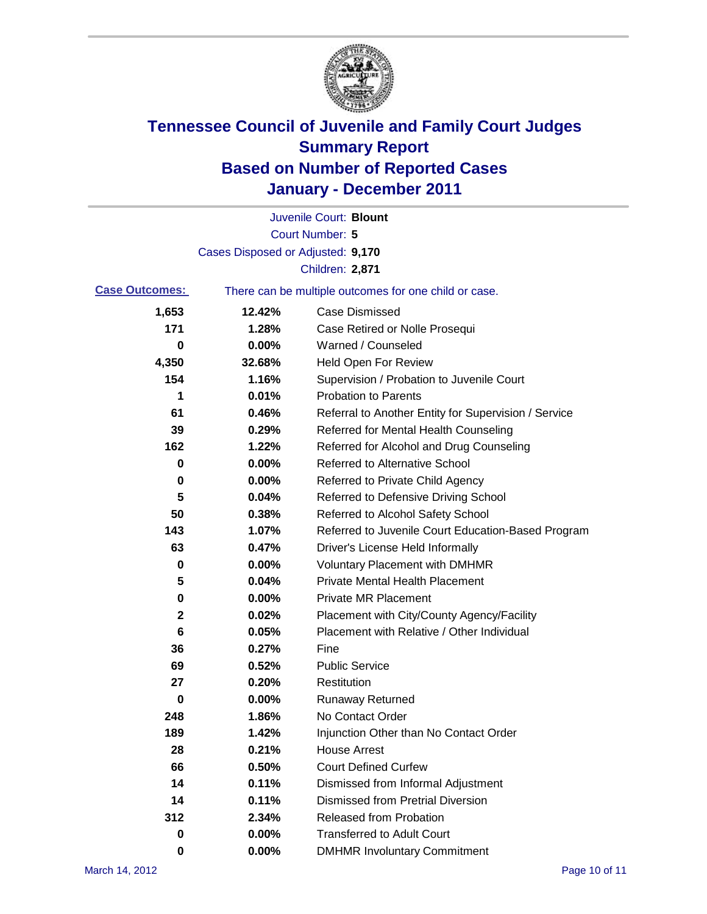# Tennessee Council of Juvenile and Family Court Judges
## Summary Report
## Based on Number of Reported Cases
## January - December 2011

Juvenile Court: **Blount**

Court Number: **5**

Cases Disposed or Adjusted: **9,170**

Children: **2,871**

**Case Outcomes:** There can be multiple outcomes for one child or case.

| Count | Percent | Outcome |
|---|---|---|
| 1,653 | 12.42% | Case Dismissed |
| 171 | 1.28% | Case Retired or Nolle Prosequi |
| 0 | 0.00% | Warned / Counseled |
| 4,350 | 32.68% | Held Open For Review |
| 154 | 1.16% | Supervision / Probation to Juvenile Court |
| 1 | 0.01% | Probation to Parents |
| 61 | 0.46% | Referral to Another Entity for Supervision / Service |
| 39 | 0.29% | Referred for Mental Health Counseling |
| 162 | 1.22% | Referred for Alcohol and Drug Counseling |
| 0 | 0.00% | Referred to Alternative School |
| 0 | 0.00% | Referred to Private Child Agency |
| 5 | 0.04% | Referred to Defensive Driving School |
| 50 | 0.38% | Referred to Alcohol Safety School |
| 143 | 1.07% | Referred to Juvenile Court Education-Based Program |
| 63 | 0.47% | Driver's License Held Informally |
| 0 | 0.00% | Voluntary Placement with DMHMR |
| 5 | 0.04% | Private Mental Health Placement |
| 0 | 0.00% | Private MR Placement |
| 2 | 0.02% | Placement with City/County Agency/Facility |
| 6 | 0.05% | Placement with Relative / Other Individual |
| 36 | 0.27% | Fine |
| 69 | 0.52% | Public Service |
| 27 | 0.20% | Restitution |
| 0 | 0.00% | Runaway Returned |
| 248 | 1.86% | No Contact Order |
| 189 | 1.42% | Injunction Other than No Contact Order |
| 28 | 0.21% | House Arrest |
| 66 | 0.50% | Court Defined Curfew |
| 14 | 0.11% | Dismissed from Informal Adjustment |
| 14 | 0.11% | Dismissed from Pretrial Diversion |
| 312 | 2.34% | Released from Probation |
| 0 | 0.00% | Transferred to Adult Court |
| 0 | 0.00% | DMHMR Involuntary Commitment |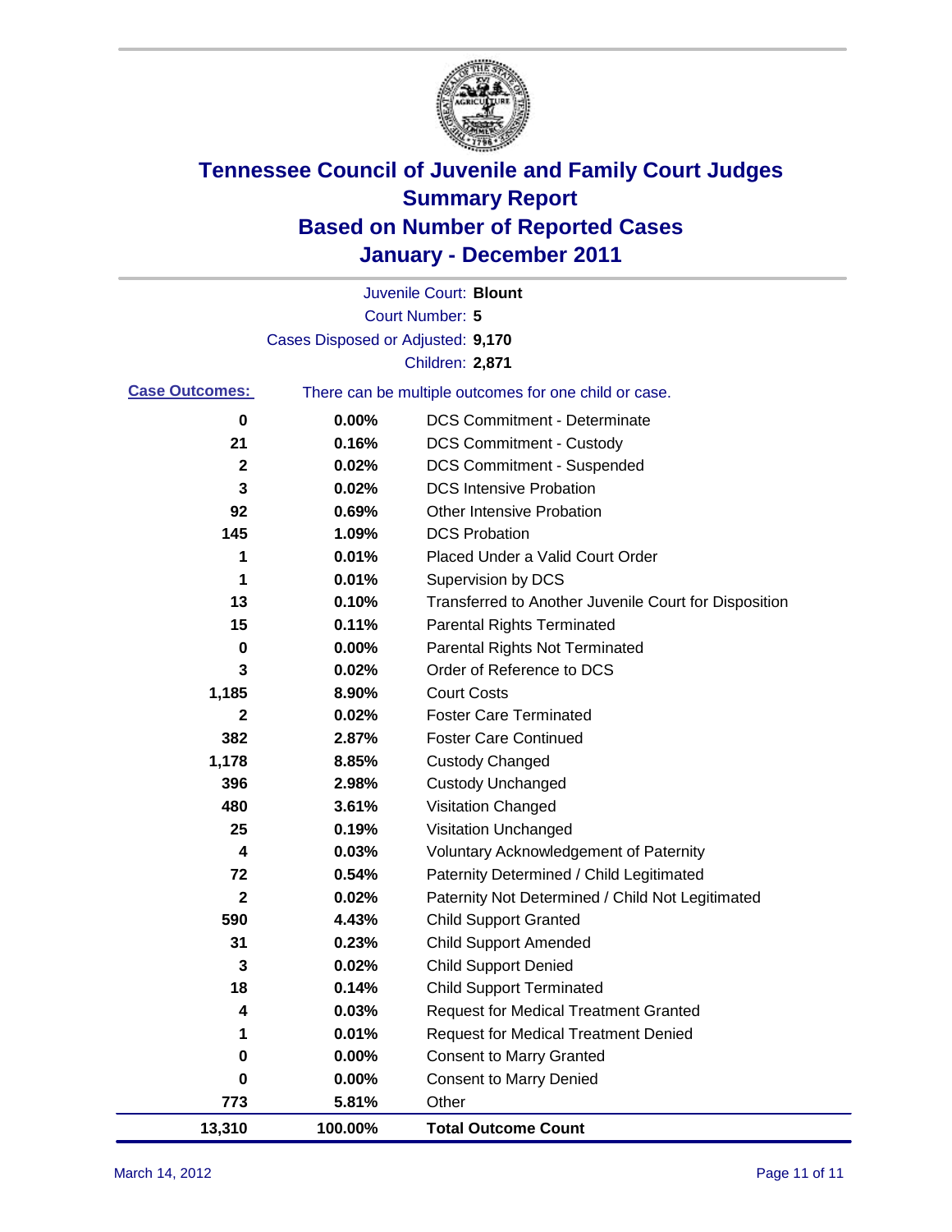# Tennessee Council of Juvenile and Family Court Judges
## Summary Report
## Based on Number of Reported Cases
## January - December 2011

Juvenile Court: **Blount**
Court Number: **5**
Cases Disposed or Adjusted: **9,170**
Children: **2,871**

**Case Outcomes:** There can be multiple outcomes for one child or case.

| | | |
|---|---|---|
| 0 | 0.00% | DCS Commitment - Determinate |
| 21 | 0.16% | DCS Commitment - Custody |
| 2 | 0.02% | DCS Commitment - Suspended |
| 3 | 0.02% | DCS Intensive Probation |
| 92 | 0.69% | Other Intensive Probation |
| 145 | 1.09% | DCS Probation |
| 1 | 0.01% | Placed Under a Valid Court Order |
| 1 | 0.01% | Supervision by DCS |
| 13 | 0.10% | Transferred to Another Juvenile Court for Disposition |
| 15 | 0.11% | Parental Rights Terminated |
| 0 | 0.00% | Parental Rights Not Terminated |
| 3 | 0.02% | Order of Reference to DCS |
| 1,185 | 8.90% | Court Costs |
| 2 | 0.02% | Foster Care Terminated |
| 382 | 2.87% | Foster Care Continued |
| 1,178 | 8.85% | Custody Changed |
| 396 | 2.98% | Custody Unchanged |
| 480 | 3.61% | Visitation Changed |
| 25 | 0.19% | Visitation Unchanged |
| 4 | 0.03% | Voluntary Acknowledgement of Paternity |
| 72 | 0.54% | Paternity Determined / Child Legitimated |
| 2 | 0.02% | Paternity Not Determined / Child Not Legitimated |
| 590 | 4.43% | Child Support Granted |
| 31 | 0.23% | Child Support Amended |
| 3 | 0.02% | Child Support Denied |
| 18 | 0.14% | Child Support Terminated |
| 4 | 0.03% | Request for Medical Treatment Granted |
| 1 | 0.01% | Request for Medical Treatment Denied |
| 0 | 0.00% | Consent to Marry Granted |
| 0 | 0.00% | Consent to Marry Denied |
| 773 | 5.81% | Other |
| **13,310** | **100.00%** | **Total Outcome Count** |